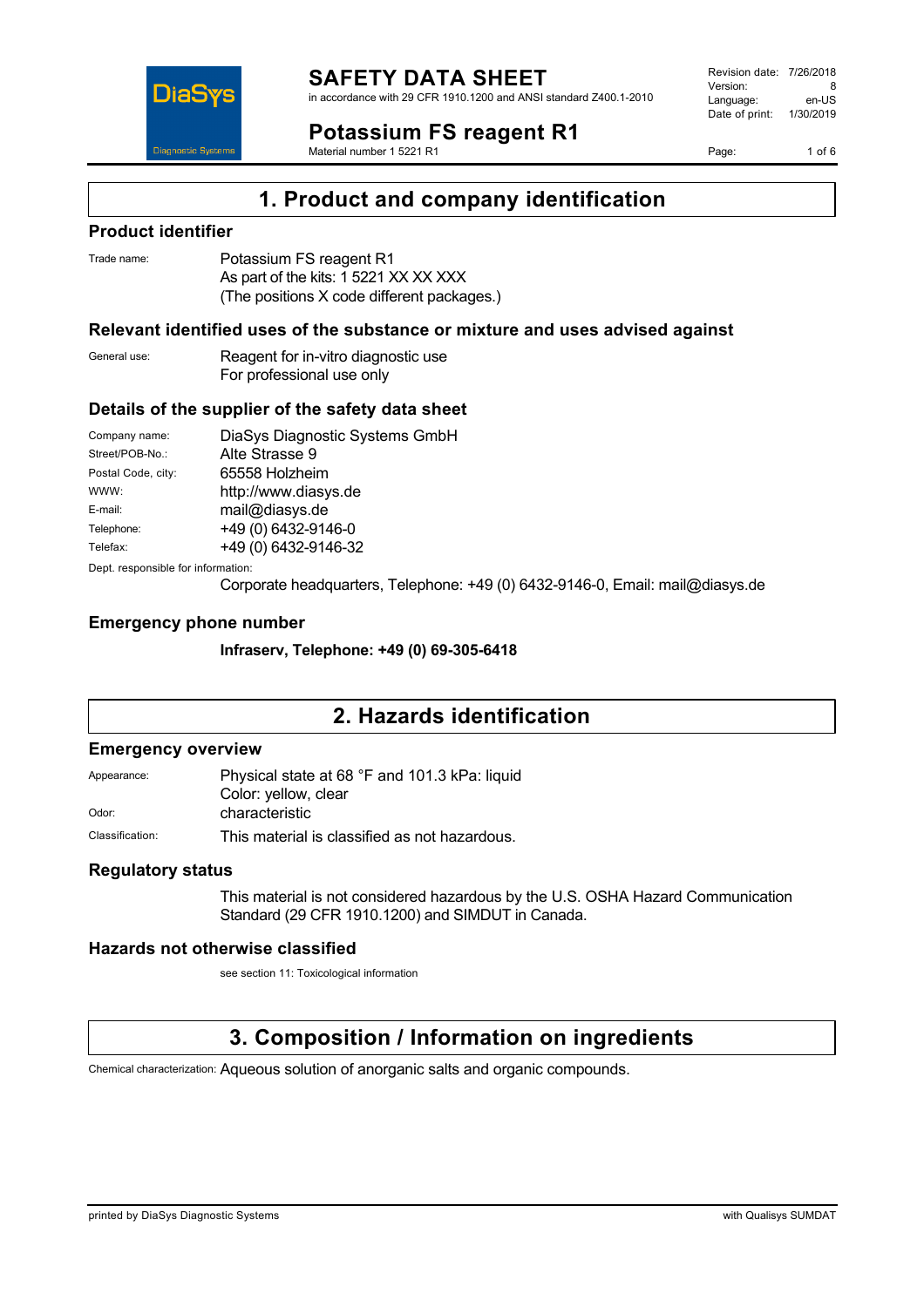# SAFETY DATA SHEET

in accordance with 29 CFR 1910.1200 and ANSI standard Z400.1-2010

Revision date: 7/26/2018
Version: 8
Language: en-US
Date of print: 1/30/2019

# Potassium FS reagent R1

Material number 1 5221 R1

## 1. Product and company identification

### Product identifier

Trade name: Potassium FS reagent R1
As part of the kits: 1 5221 XX XX XXX
(The positions X code different packages.)

### Relevant identified uses of the substance or mixture and uses advised against

General use: Reagent for in-vitro diagnostic use
For professional use only

### Details of the supplier of the safety data sheet

| | |
|---|---|
| Company name: | DiaSys Diagnostic Systems GmbH |
| Street/POB-No.: | Alte Strasse 9 |
| Postal Code, city: | 65558 Holzheim |
| WWW: | http://www.diasys.de |
| E-mail: | mail@diasys.de |
| Telephone: | +49 (0) 6432-9146-0 |
| Telefax: | +49 (0) 6432-9146-32 |

Dept. responsible for information:
Corporate headquarters, Telephone: +49 (0) 6432-9146-0, Email: mail@diasys.de

### Emergency phone number

**Infraserv, Telephone: +49 (0) 69-305-6418**

## 2. Hazards identification

### Emergency overview

Appearance: Physical state at 68 °F and 101.3 kPa: liquid
Color: yellow, clear

Odor: characteristic

Classification: This material is classified as not hazardous.

### Regulatory status

This material is not considered hazardous by the U.S. OSHA Hazard Communication Standard (29 CFR 1910.1200) and SIMDUT in Canada.

### Hazards not otherwise classified

see section 11: Toxicological information

## 3. Composition / Information on ingredients

Chemical characterization: Aqueous solution of anorganic salts and organic compounds.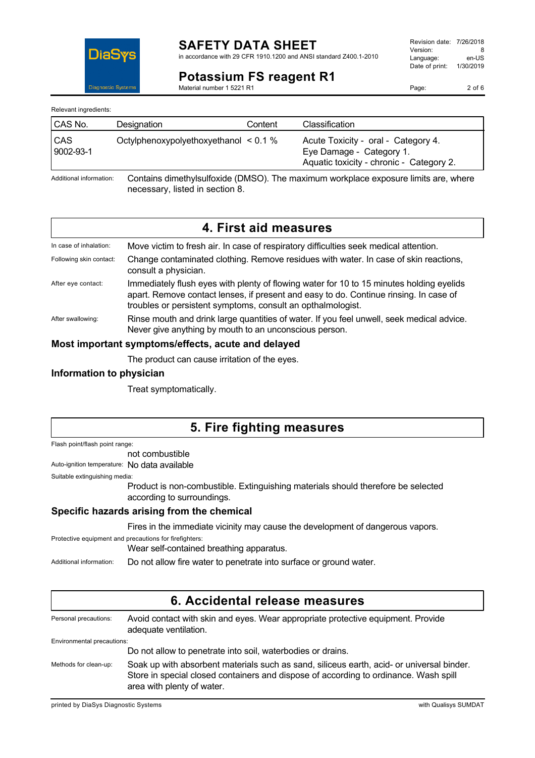Relevant ingredients:

| CAS No. | Designation | Content | Classification |
| --- | --- | --- | --- |
| CAS 9002-93-1 | Octylphenoxypolyethoxyethanol | < 0.1 % | Acute Toxicity - oral - Category 4. Eye Damage - Category 1. Aquatic toxicity - chronic - Category 2. |

Additional information: Contains dimethylsulfoxide (DMSO). The maximum workplace exposure limits are, where necessary, listed in section 8.

## 4. First aid measures

In case of inhalation: Move victim to fresh air. In case of respiratory difficulties seek medical attention.

Following skin contact: Change contaminated clothing. Remove residues with water. In case of skin reactions, consult a physician.

After eye contact: Immediately flush eyes with plenty of flowing water for 10 to 15 minutes holding eyelids apart. Remove contact lenses, if present and easy to do. Continue rinsing. In case of troubles or persistent symptoms, consult an opthalmologist.

After swallowing: Rinse mouth and drink large quantities of water. If you feel unwell, seek medical advice. Never give anything by mouth to an unconscious person.

### Most important symptoms/effects, acute and delayed

The product can cause irritation of the eyes.

### Information to physician

Treat symptomatically.

## 5. Fire fighting measures

Flash point/flash point range:
not combustible

Auto-ignition temperature: No data available

Suitable extinguishing media:
Product is non-combustible. Extinguishing materials should therefore be selected according to surroundings.

### Specific hazards arising from the chemical

Fires in the immediate vicinity may cause the development of dangerous vapors.

Protective equipment and precautions for firefighters:
Wear self-contained breathing apparatus.

Additional information: Do not allow fire water to penetrate into surface or ground water.

## 6. Accidental release measures

Personal precautions: Avoid contact with skin and eyes. Wear appropriate protective equipment. Provide adequate ventilation.

Environmental precautions:
Do not allow to penetrate into soil, waterbodies or drains.

Methods for clean-up: Soak up with absorbent materials such as sand, siliceus earth, acid- or universal binder. Store in special closed containers and dispose of according to ordinance. Wash spill area with plenty of water.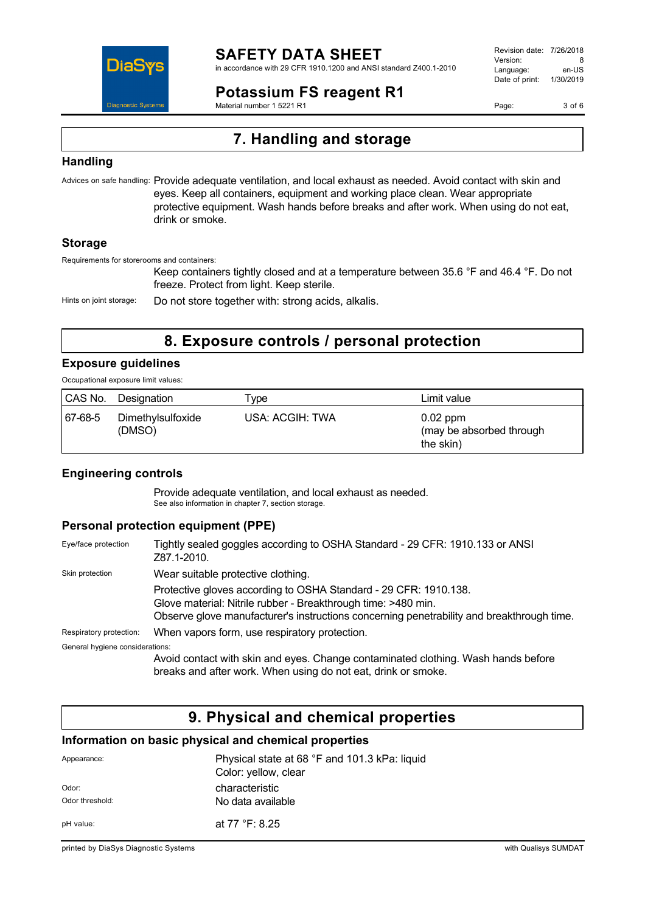## 7. Handling and storage

### Handling

Advices on safe handling: Provide adequate ventilation, and local exhaust as needed. Avoid contact with skin and eyes. Keep all containers, equipment and working place clean. Wear appropriate protective equipment. Wash hands before breaks and after work. When using do not eat, drink or smoke.

### Storage

Requirements for storerooms and containers:

Keep containers tightly closed and at a temperature between 35.6 °F and 46.4 °F. Do not freeze. Protect from light. Keep sterile.

Hints on joint storage: Do not store together with: strong acids, alkalis.

## 8. Exposure controls / personal protection

### Exposure guidelines

Occupational exposure limit values:

| CAS No. | Designation | Type | Limit value |
|---|---|---|---|
| 67-68-5 | Dimethylsulfoxide (DMSO) | USA: ACGIH: TWA | 0.02 ppm (may be absorbed through the skin) |

### Engineering controls

Provide adequate ventilation, and local exhaust as needed.
See also information in chapter 7, section storage.

### Personal protection equipment (PPE)

Eye/face protection: Tightly sealed goggles according to OSHA Standard - 29 CFR: 1910.133 or ANSI Z87.1-2010.

Skin protection: Wear suitable protective clothing.

Protective gloves according to OSHA Standard - 29 CFR: 1910.138.
Glove material: Nitrile rubber - Breakthrough time: >480 min.
Observe glove manufacturer's instructions concerning penetrability and breakthrough time.

Respiratory protection: When vapors form, use respiratory protection.

General hygiene considerations:

Avoid contact with skin and eyes. Change contaminated clothing. Wash hands before breaks and after work. When using do not eat, drink or smoke.

## 9. Physical and chemical properties

### Information on basic physical and chemical properties

Appearance: Physical state at 68 °F and 101.3 kPa: liquid
Color: yellow, clear

Odor: characteristic

Odor threshold: No data available

pH value: at 77 °F: 8.25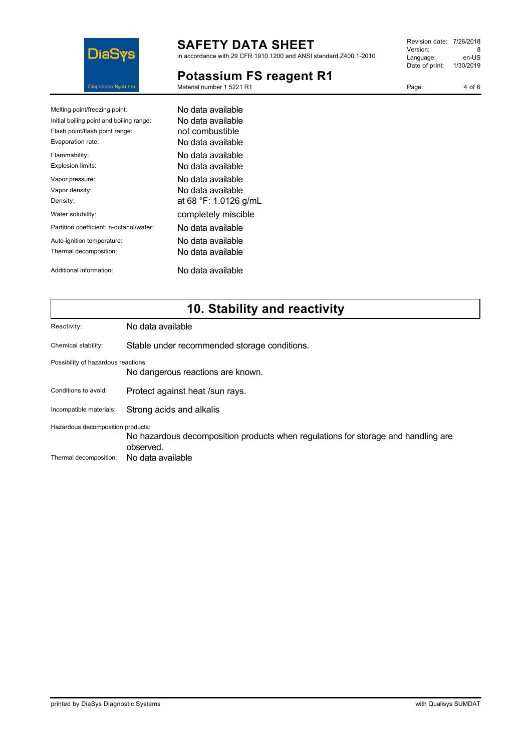| | |
|---|---|
| Melting point/freezing point: | No data available |
| Initial boiling point and boiling range: | No data available |
| Flash point/flash point range: | not combustible |
| Evaporation rate: | No data available |
| Flammability: | No data available |
| Explosion limits: | No data available |
| Vapor pressure: | No data available |
| Vapor density: | No data available |
| Density: | at 68 °F: 1.0126 g/mL |
| Water solubility: | completely miscible |
| Partition coefficient: n-octanol/water: | No data available |
| Auto-ignition temperature: | No data available |
| Thermal decomposition: | No data available |
| Additional information: | No data available |

## 10. Stability and reactivity

**Reactivity:** No data available

**Chemical stability:** Stable under recommended storage conditions.

**Possibility of hazardous reactions**
No dangerous reactions are known.

**Conditions to avoid:** Protect against heat /sun rays.

**Incompatible materials:** Strong acids and alkalis

**Hazardous decomposition products:**
No hazardous decomposition products when regulations for storage and handling are observed.

**Thermal decomposition:** No data available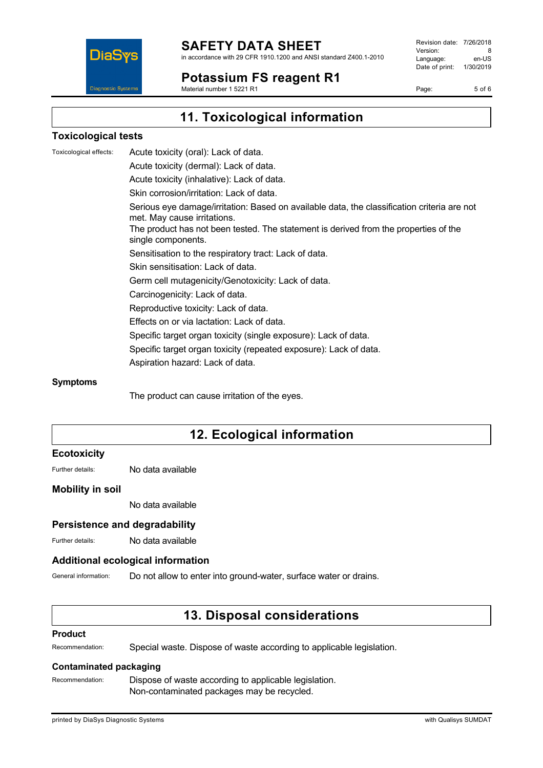## 11. Toxicological information

### Toxicological tests

Toxicological effects:

Acute toxicity (oral): Lack of data.

Acute toxicity (dermal): Lack of data.

Acute toxicity (inhalative): Lack of data.

Skin corrosion/irritation: Lack of data.

Serious eye damage/irritation: Based on available data, the classification criteria are not met. May cause irritations.
The product has not been tested. The statement is derived from the properties of the single components.

Sensitisation to the respiratory tract: Lack of data.

Skin sensitisation: Lack of data.

Germ cell mutagenicity/Genotoxicity: Lack of data.

Carcinogenicity: Lack of data.

Reproductive toxicity: Lack of data.

Effects on or via lactation: Lack of data.

Specific target organ toxicity (single exposure): Lack of data.

Specific target organ toxicity (repeated exposure): Lack of data.

Aspiration hazard: Lack of data.

### Symptoms

The product can cause irritation of the eyes.

## 12. Ecological information

### Ecotoxicity

Further details: No data available

### Mobility in soil

No data available

### Persistence and degradability

Further details: No data available

### Additional ecological information

General information: Do not allow to enter into ground-water, surface water or drains.

## 13. Disposal considerations

### Product

Recommendation: Special waste. Dispose of waste according to applicable legislation.

### Contaminated packaging

Recommendation: Dispose of waste according to applicable legislation.
Non-contaminated packages may be recycled.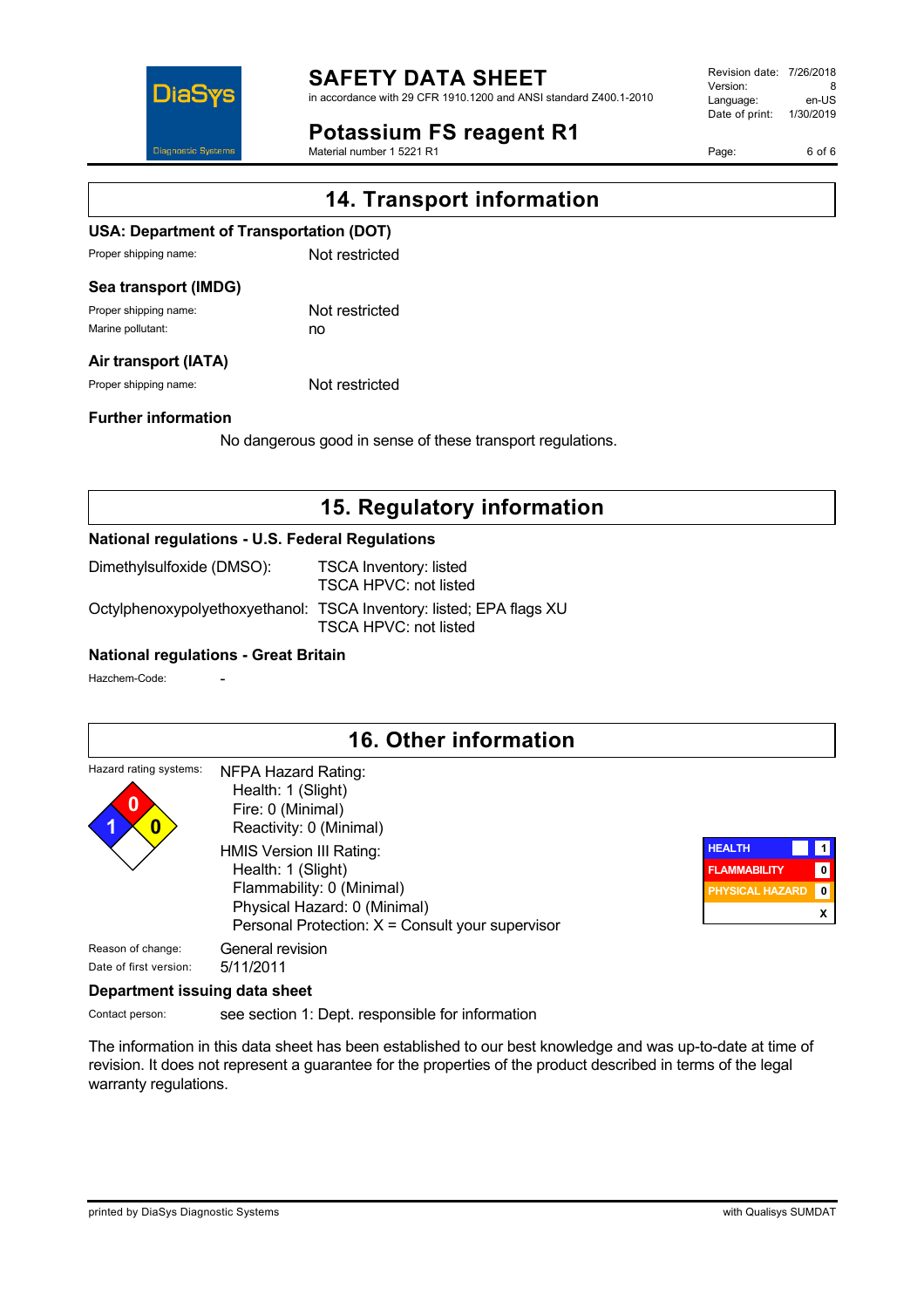## 14. Transport information

### USA: Department of Transportation (DOT)

Proper shipping name: Not restricted

### Sea transport (IMDG)

Proper shipping name: Not restricted

Marine pollutant: no

### Air transport (IATA)

Proper shipping name: Not restricted

### Further information

No dangerous good in sense of these transport regulations.

## 15. Regulatory information

### National regulations - U.S. Federal Regulations

| | |
|---|---|
| Dimethylsulfoxide (DMSO): | TSCA Inventory: listed<br>TSCA HPVC: not listed |
| Octylphenoxypolyethoxyethanol: | TSCA Inventory: listed; EPA flags XU<br>TSCA HPVC: not listed |

### National regulations - Great Britain

Hazchem-Code: -

## 16. Other information

Hazard rating systems:

NFPA Hazard Rating:
- Health: 1 (Slight)
- Fire: 0 (Minimal)
- Reactivity: 0 (Minimal)

HMIS Version III Rating:
- Health: 1 (Slight)
- Flammability: 0 (Minimal)
- Physical Hazard: 0 (Minimal)
- Personal Protection: X = Consult your supervisor

| | |
|---|---|
| HEALTH | 1 |
| FLAMMABILITY | 0 |
| PHYSICAL HAZARD | 0 |
| | X |

Reason of change: General revision

Date of first version: 5/11/2011

### Department issuing data sheet

Contact person: see section 1: Dept. responsible for information

The information in this data sheet has been established to our best knowledge and was up-to-date at time of revision. It does not represent a guarantee for the properties of the product described in terms of the legal warranty regulations.